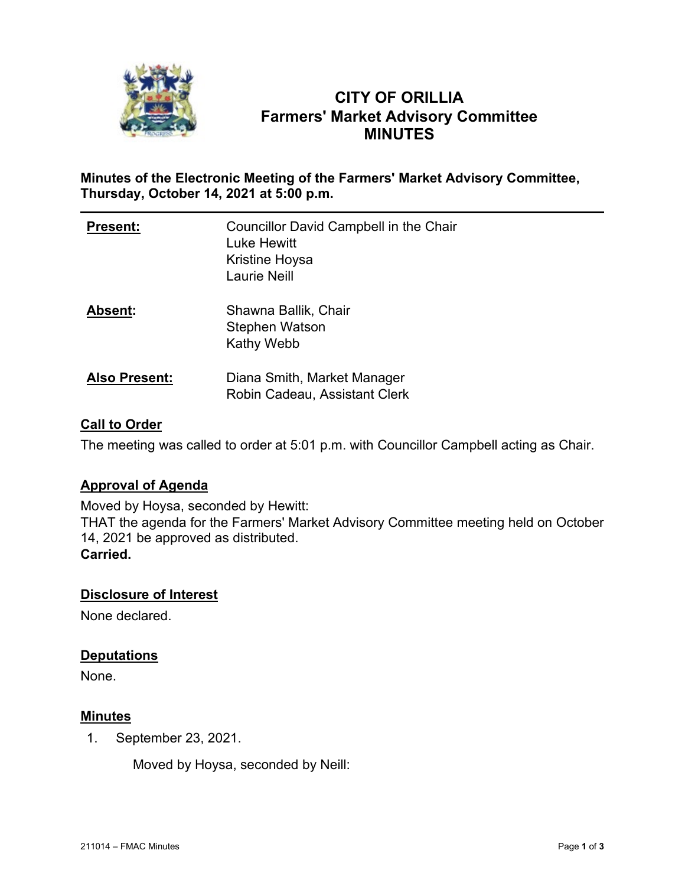# CITY OF ORILLIA
# Farmers' Market Advisory Committee
# MINUTES

**Minutes of the Electronic Meeting of the Farmers' Market Advisory Committee, Thursday, October 14, 2021 at 5:00 p.m.**

---

| | |
|---|---|
| **Present:** | Councillor David Campbell in the Chair<br>Luke Hewitt<br>Kristine Hoysa<br>Laurie Neill |
| **Absent:** | Shawna Ballik, Chair<br>Stephen Watson<br>Kathy Webb |
| **Also Present:** | Diana Smith, Market Manager<br>Robin Cadeau, Assistant Clerk |

## Call to Order

The meeting was called to order at 5:01 p.m. with Councillor Campbell acting as Chair.

## Approval of Agenda

Moved by Hoysa, seconded by Hewitt:
THAT the agenda for the Farmers' Market Advisory Committee meeting held on October 14, 2021 be approved as distributed.
**Carried.**

## Disclosure of Interest

None declared.

## Deputations

None.

## Minutes

1. September 23, 2021.

   Moved by Hoysa, seconded by Neill: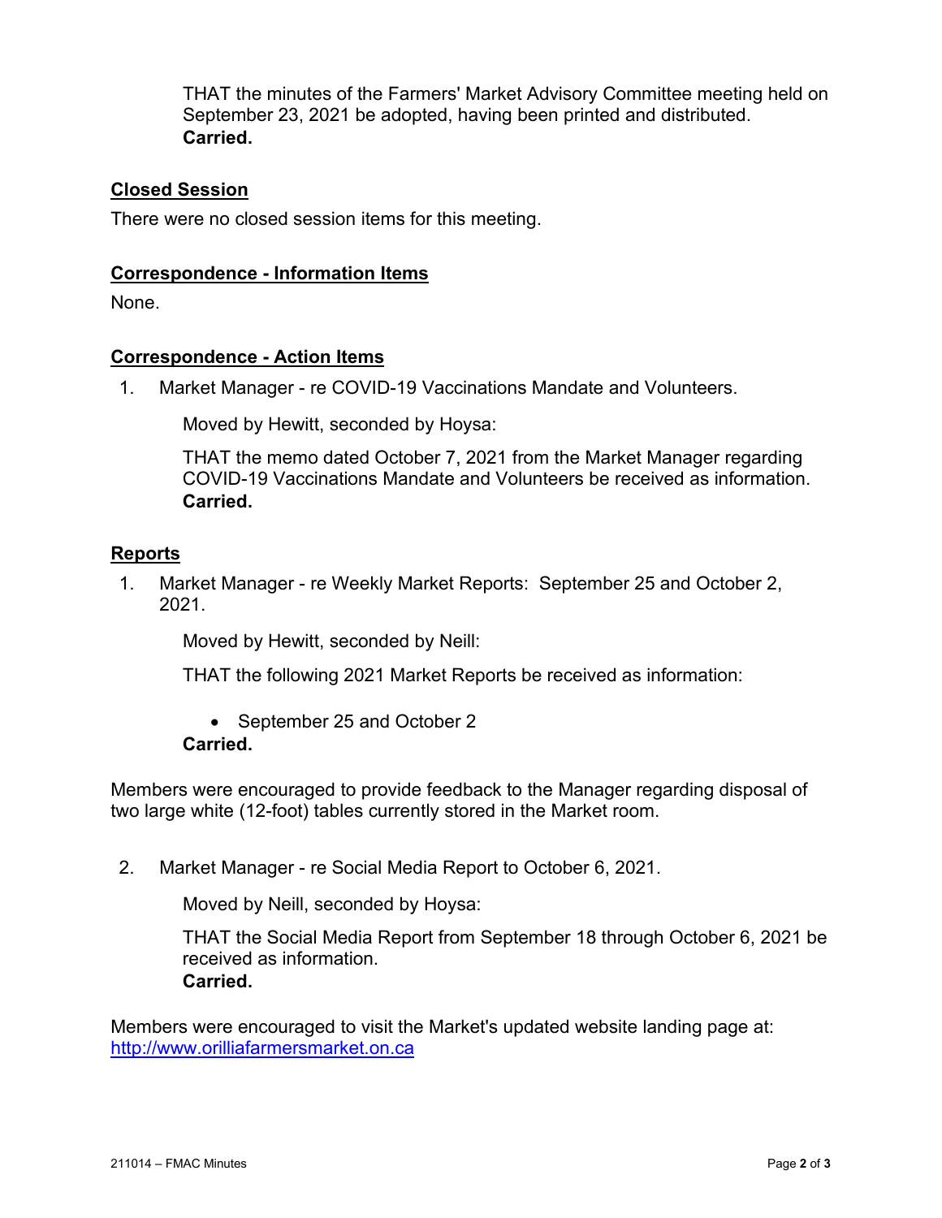THAT the minutes of the Farmers' Market Advisory Committee meeting held on September 23, 2021 be adopted, having been printed and distributed.
**Carried.**

## Closed Session

There were no closed session items for this meeting.

## Correspondence - Information Items

None.

## Correspondence - Action Items

1. Market Manager - re COVID-19 Vaccinations Mandate and Volunteers.

   Moved by Hewitt, seconded by Hoysa:

   THAT the memo dated October 7, 2021 from the Market Manager regarding COVID-19 Vaccinations Mandate and Volunteers be received as information.
   **Carried.**

## Reports

1. Market Manager - re Weekly Market Reports: September 25 and October 2, 2021.

   Moved by Hewitt, seconded by Neill:

   THAT the following 2021 Market Reports be received as information:

   - September 25 and October 2

   **Carried.**

Members were encouraged to provide feedback to the Manager regarding disposal of two large white (12-foot) tables currently stored in the Market room.

2. Market Manager - re Social Media Report to October 6, 2021.

   Moved by Neill, seconded by Hoysa:

   THAT the Social Media Report from September 18 through October 6, 2021 be received as information.
   **Carried.**

Members were encouraged to visit the Market's updated website landing page at: http://www.orilliafarmersmarket.on.ca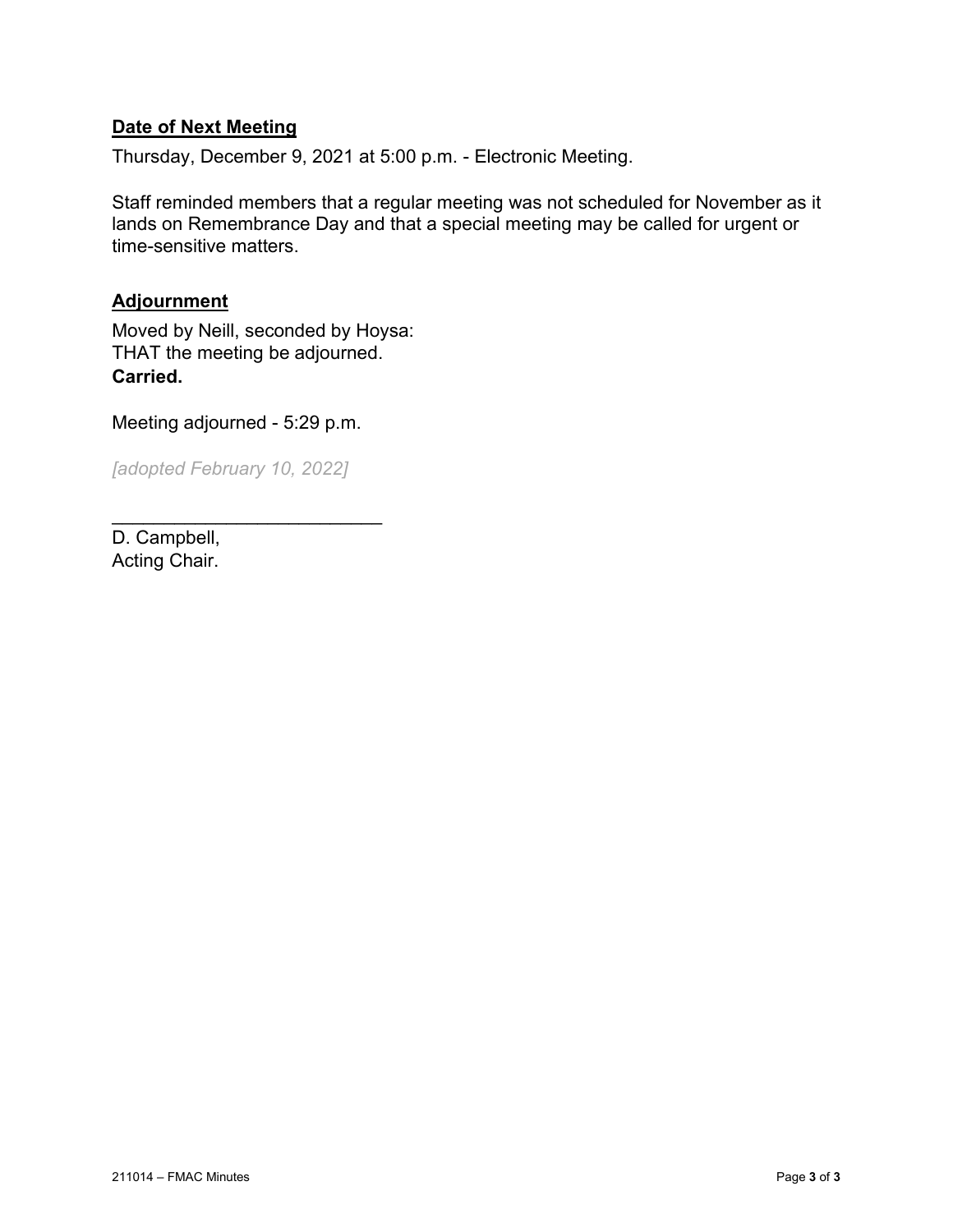**Date of Next Meeting**

Thursday, December 9, 2021 at 5:00 p.m. - Electronic Meeting.

Staff reminded members that a regular meeting was not scheduled for November as it lands on Remembrance Day and that a special meeting may be called for urgent or time-sensitive matters.

**Adjournment**

Moved by Neill, seconded by Hoysa:
THAT the meeting be adjourned.
**Carried.**

Meeting adjourned - 5:29 p.m.

*[adopted February 10, 2022]*

___________________________
D. Campbell,
Acting Chair.